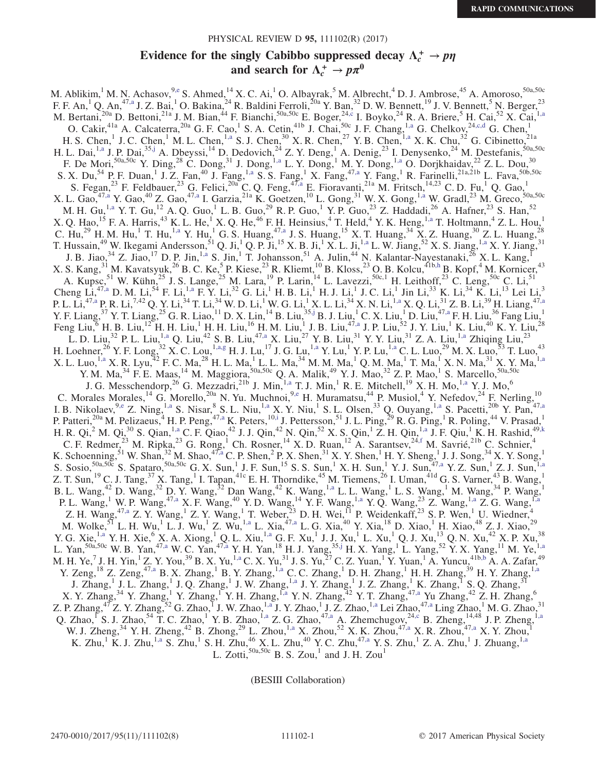RAPID COMMUNICATIONS

# Evidence for the singly Cabibbo suppressed decay $\Lambda_c^+ \to p\eta$ and search for $\Lambda_c^+ \to p\pi^0$

M. Ablikim,[1] M. N. Achasov,[9,e] S. Ahmed,[14] X. C. Ai,[1] O. Albayrak,[5] M. Albrecht,[4] D. J. Ambrose,[45] A. Amoroso,[50a,50c] F. F. An,[1] Q. An,[47,a] J. Z. Bai,[1] O. Bakina,[24] R. Baldini Ferroli,[20a] Y. Ban,[32] D. W. Bennett,[19] J. V. Bennett,[5] N. Berger,[23] M. Bertani,[20a] D. Bettoni,[21a] J. M. Bian,[44] F. Bianchi,[50a,50c] E. Boger,[24,c] I. Boyko,[24] R. A. Briere,[5] H. Cai,[52] X. Cai,[1,a] O. Cakir,[41a] A. Calcaterra,[20a] G. F. Cao,[1] S. A. Cetin,[41b] J. Chai,[50c] J. F. Chang,[1,a] G. Chelkov,[24,c,d] G. Chen,[1] H. S. Chen,[1] J. C. Chen,[1] M. L. Chen,[1,a] S. J. Chen,[30] X. R. Chen,[27] Y. B. Chen,[1,a] X. K. Chu,[32] G. Cibinetto,[21a] H. L. Dai,[1,a] J. P. Dai,[35,j] A. Dbeyssi,[14] D. Dedovich,[24] Z. Y. Deng,[1] A. Denig,[23] I. Denysenko,[24] M. Destefanis,[50a,50c] F. De Mori,[50a,50c] Y. Ding,[28] C. Dong,[31] J. Dong,[1,a] L. Y. Dong,[1] M. Y. Dong,[1,a] O. Dorjkhaidav,[22] Z. L. Dou,[30] S. X. Du,[54] P. F. Duan,[1] J. Z. Fan,[40] J. Fang,[1,a] S. S. Fang,[1] X. Fang,[47,a] Y. Fang,[1] R. Farinelli,[21a,21b] L. Fava,[50b,50c] S. Fegan,[23] F. Feldbauer,[23] G. Felici,[20a] C. Q. Feng,[47,a] E. Fioravanti,[21a] M. Fritsch,[14,23] C. D. Fu,[1] Q. Gao,[1] X. L. Gao,[47,a] Y. Gao,[40] Z. Gao,[47,a] I. Garzia,[21a] K. Goetzen,[10] L. Gong,[31] W. X. Gong,[1,a] W. Gradl,[23] M. Greco,[50a,50c] M. H. Gu,[1,a] Y. T. Gu,[12] A. Q. Guo,[1] L. B. Guo,[29] R. P. Guo,[1] Y. P. Guo,[23] Z. Haddadi,[26] A. Hafner,[23] S. Han,[52] X. Q. Hao,[15] F. A. Harris,[43] K. L. He,[1] X. Q. He,[46] F. H. Heinsius,[4] T. Held,[4] Y. K. Heng,[1,a] T. Holtmann,[4] Z. L. Hou,[1] C. Hu,[29] H. M. Hu,[1] T. Hu,[1,a] Y. Hu,[1] G. S. Huang,[47,a] J. S. Huang,[15] X. T. Huang,[34] X. Z. Huang,[30] Z. L. Huang,[28] T. Hussain,[49] W. Ikegami Andersson,[51] Q. Ji,[1] Q. P. Ji,[15] X. B. Ji,[1] X. L. Ji,[1,a] L. W. Jiang,[52] X. S. Jiang,[1,a] X. Y. Jiang,[31] J. B. Jiao,[34] Z. Jiao,[17] D. P. Jin,[1,a] S. Jin,[1] T. Johansson,[51] A. Julin,[44] N. Kalantar-Nayestanaki,[26] X. L. Kang,[1] X. S. Kang,[31] M. Kavatsyuk,[26] B. C. Ke,[5] P. Kiese,[23] R. Kliemt,[10] B. Kloss,[23] O. B. Kolcu,[41b,h] B. Kopf,[4] M. Kornicer,[43] A. Kupsc,[51] W. Kühn,[25] J. S. Lange,[25] M. Lara,[19] P. Larin,[14] L. Lavezzi,[50c,1] H. Leithoff,[23] C. Leng,[50c] C. Li,[51] Cheng Li,[47,a] D. M. Li,[54] F. Li,[1,a] F. Y. Li,[32] G. Li,[1] H. B. Li,[1] H. J. Li,[1] J. C. Li,[1] Jin Li,[33] K. Li,[34] K. Li,[13] Lei Li,[3] P. L. Li,[47,a] P. R. Li,[7,42] Q. Y. Li,[34] T. Li,[34] W. D. Li,[1] W. G. Li,[1] X. L. Li,[34] X. N. Li,[1,a] X. Q. Li,[31] Z. B. Li,[39] H. Liang,[47,a] Y. F. Liang,[37] Y. T. Liang,[25] G. R. Liao,[11] D. X. Lin,[14] B. Liu,[35,j] B. J. Liu,[1] C. X. Liu,[1] D. Liu,[47,a] F. H. Liu,[36] Fang Liu,[1] Feng Liu,[6] H. B. Liu,[12] H. H. Liu,[1] H. H. Liu,[16] H. M. Liu,[1] J. B. Liu,[47,a] J. P. Liu,[52] J. Y. Liu,[1] K. Liu,[40] K. Y. Liu,[28] L. D. Liu,[32] P. L. Liu,[1,a] Q. Liu,[42] S. B. Liu,[47,a] X. Liu,[27] Y. B. Liu,[31] Y. Y. Liu,[31] Z. A. Liu,[1,a] Zhiqing Liu,[23] H. Loehner,[26] Y. F. Long,[32] X. C. Lou,[1,a,g] H. J. Lu,[17] J. G. Lu,[1,a] Y. Lu,[1] Y. P. Lu,[1,a] C. L. Luo,[29] M. X. Luo,[53] T. Luo,[43] X. L. Luo,[1,a] X. R. Lyu,[42] F. C. Ma,[28] H. L. Ma,[1] L. L. Ma,[34] M. M. Ma,[1] Q. M. Ma,[1] T. Ma,[1] X. N. Ma,[31] X. Y. Ma,[1,a] Y. M. Ma,[34] F. E. Maas,[14] M. Maggiora,[50a,50c] Q. A. Malik,[49] Y. J. Mao,[32] Z. P. Mao,[1] S. Marcello,[50a,50c] J. G. Messchendorp,[26] G. Mezzadri,[21b] J. Min,[1,a] T. J. Min,[1] R. E. Mitchell,[19] X. H. Mo,[1,a] Y. J. Mo,[6] C. Morales Morales,[14] G. Morello,[20a] N. Yu. Muchnoi,[9,e] H. Muramatsu,[44] P. Musiol,[4] Y. Nefedov,[24] F. Nerling,[10] I. B. Nikolaev,[9,e] Z. Ning,[1,a] S. Nisar,[8] S. L. Niu,[1,a] X. Y. Niu,[1] S. L. Olsen,[33] Q. Ouyang,[1,a] S. Pacetti,[20b] Y. Pan,[47,a] P. Patteri,[20a] M. Pelizaeus,[4] H. P. Peng,[47,a] K. Peters,[10,i] J. Pettersson,[51] J. L. Ping,[29] R. G. Ping,[1] R. Poling,[44] V. Prasad,[1] H. R. Qi,[2] M. Qi,[30] S. Qian,[1,a] C. F. Qiao,[42] J. J. Qin,[42] N. Qin,[52] X. S. Qin,[1] Z. H. Qin,[1,a] J. F. Qiu,[1] K. H. Rashid,[49,k] C. F. Redmer,[23] M. Ripka,[23] G. Rong,[1] Ch. Rosner,[14] X. D. Ruan,[12] A. Sarantsev,[24,f] M. Savrié,[21b] C. Schnier,[4] K. Schoenning,[51] W. Shan,[32] M. Shao,[47,a] C. P. Shen,[2] P. X. Shen,[31] X. Y. Shen,[1] H. Y. Sheng,[1] J. J. Song,[34] X. Y. Song,[1] S. Sosio,[50a,50c] S. Spataro,[50a,50c] G. X. Sun,[1] J. F. Sun,[15] S. S. Sun,[1] X. H. Sun,[1] Y. J. Sun,[47,a] Y. Z. Sun,[1] Z. J. Sun,[1,a] Z. T. Sun,[19] C. J. Tang,[37] X. Tang,[1] I. Tapan,[41c] E. H. Thorndike,[45] M. Tiemens,[26] I. Uman,[41d] G. S. Varner,[43] B. Wang,[1] B. L. Wang,[42] D. Wang,[32] D. Y. Wang,[32] Dan Wang,[42] K. Wang,[1,a] L. L. Wang,[1] L. S. Wang,[1] M. Wang,[34] P. Wang,[1] P. L. Wang,[1] W. P. Wang,[47,a] X. F. Wang,[40] Y. D. Wang,[14] Y. F. Wang,[1,a] Y. Q. Wang,[23] Z. Wang,[1,a] Z. G. Wang,[1,a] Z. H. Wang,[47,a] Z. Y. Wang,[1] Z. Y. Wang,[1] T. Weber,[23] D. H. Wei,[11] P. Weidenkaff,[23] S. P. Wen,[1] U. Wiedner,[4] M. Wolke,[51] L. H. Wu,[1] L. J. Wu,[1] Z. Wu,[1,a] L. Xia,[47,a] L. G. Xia,[40] Y. Xia,[18] D. Xiao,[1] H. Xiao,[48] Z. J. Xiao,[29] Y. G. Xie,[1,a] Y. H. Xie,[6] X. A. Xiong,[1] Q. L. Xiu,[1,a] G. F. Xu,[1] J. J. Xu,[1] L. Xu,[1] Q. J. Xu,[13] Q. N. Xu,[42] X. P. Xu,[38] L. Yan,[50a,50c] W. B. Yan,[47,a] W. C. Yan,[47,a] Y. H. Yan,[18] H. J. Yang,[35,j] H. X. Yang,[1] L. Yang,[52] Y. X. Yang,[11] M. Ye,[1,a] M. H. Ye,[7] J. H. Yin,[1] Z. Y. You,[39] B. X. Yu,[1,a] C. X. Yu,[31] J. S. Yu,[27] C. Z. Yuan,[1] Y. Yuan,[1] A. Yuncu,[41b,b] A. A. Zafar,[49] Y. Zeng,[18] Z. Zeng,[47,a] B. X. Zhang,[1] B. Y. Zhang,[1,a] C. C. Zhang,[1] D. H. Zhang,[1] H. H. Zhang,[39] H. Y. Zhang,[1,a] J. Zhang,[1] J. L. Zhang,[1] J. Q. Zhang,[1] J. W. Zhang,[1,a] J. Y. Zhang,[1] J. Z. Zhang,[1] K. Zhang,[1] S. Q. Zhang,[31] X. Y. Zhang,[34] Y. Zhang,[1] Y. Zhang,[1] Y. H. Zhang,[1,a] Y. N. Zhang,[42] Y. T. Zhang,[47,a] Yu Zhang,[42] Z. H. Zhang,[6] Z. P. Zhang,[47] Z. Y. Zhang,[52] G. Zhao,[1] J. W. Zhao,[1,a] J. Y. Zhao,[1] J. Z. Zhao,[1,a] Lei Zhao,[47,a] Ling Zhao,[1] M. G. Zhao,[31] Q. Zhao,[1] S. J. Zhao,[54] T. C. Zhao,[1] Y. B. Zhao,[1,a] Z. G. Zhao,[47,a] A. Zhemchugov,[24,c] B. Zheng,[14,48] J. P. Zheng,[1,a] W. J. Zheng,[34] Y. H. Zheng,[42] B. Zhong,[29] L. Zhou,[1,a] X. Zhou,[52] X. K. Zhou,[47,a] X. R. Zhou,[47,a] X. Y. Zhou,[1] K. Zhu,[1] K. J. Zhu,[1,a] S. Zhu,[1] S. H. Zhu,[46] X. L. Zhu,[40] Y. C. Zhu,[47,a] Y. S. Zhu,[1] Z. A. Zhu,[1] J. Zhuang,[1,a] L. Zotti,[50a,50c] B. S. Zou,[1] and J. H. Zou[1]

(BESIII Collaboration)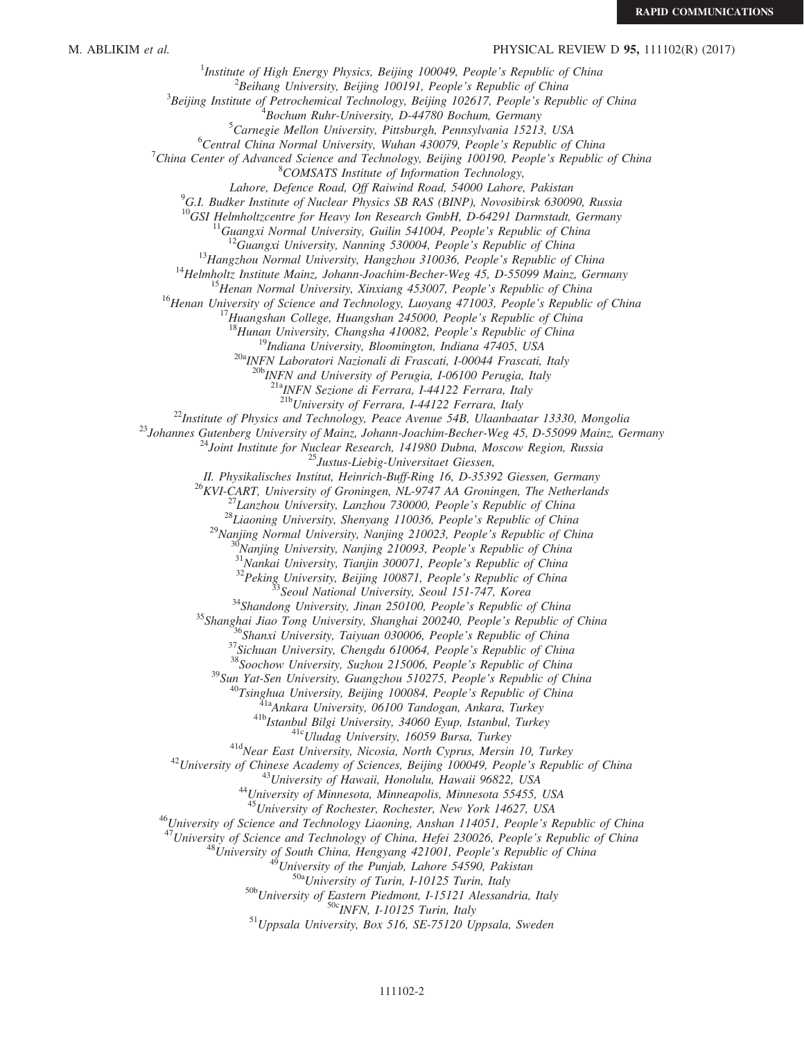[1]Institute of High Energy Physics, Beijing 100049, People's Republic of China
[2]Beihang University, Beijing 100191, People's Republic of China
[3]Beijing Institute of Petrochemical Technology, Beijing 102617, People's Republic of China
[4]Bochum Ruhr-University, D-44780 Bochum, Germany
[5]Carnegie Mellon University, Pittsburgh, Pennsylvania 15213, USA
[6]Central China Normal University, Wuhan 430079, People's Republic of China
[7]China Center of Advanced Science and Technology, Beijing 100190, People's Republic of China
[8]COMSATS Institute of Information Technology, Lahore, Defence Road, Off Raiwind Road, 54000 Lahore, Pakistan
[9]G.I. Budker Institute of Nuclear Physics SB RAS (BINP), Novosibirsk 630090, Russia
[10]GSI Helmholtzcentre for Heavy Ion Research GmbH, D-64291 Darmstadt, Germany
[11]Guangxi Normal University, Guilin 541004, People's Republic of China
[12]Guangxi University, Nanning 530004, People's Republic of China
[13]Hangzhou Normal University, Hangzhou 310036, People's Republic of China
[14]Helmholtz Institute Mainz, Johann-Joachim-Becher-Weg 45, D-55099 Mainz, Germany
[15]Henan Normal University, Xinxiang 453007, People's Republic of China
[16]Henan University of Science and Technology, Luoyang 471003, People's Republic of China
[17]Huangshan College, Huangshan 245000, People's Republic of China
[18]Hunan University, Changsha 410082, People's Republic of China
[19]Indiana University, Bloomington, Indiana 47405, USA
[20a]INFN Laboratori Nazionali di Frascati, I-00044 Frascati, Italy
[20b]INFN and University of Perugia, I-06100 Perugia, Italy
[21a]INFN Sezione di Ferrara, I-44122 Ferrara, Italy
[21b]University of Ferrara, I-44122 Ferrara, Italy
[22]Institute of Physics and Technology, Peace Avenue 54B, Ulaanbaatar 13330, Mongolia
[23]Johannes Gutenberg University of Mainz, Johann-Joachim-Becher-Weg 45, D-55099 Mainz, Germany
[24]Joint Institute for Nuclear Research, 141980 Dubna, Moscow Region, Russia
[25]Justus-Liebig-Universitaet Giessen, II. Physikalisches Institut, Heinrich-Buff-Ring 16, D-35392 Giessen, Germany
[26]KVI-CART, University of Groningen, NL-9747 AA Groningen, The Netherlands
[27]Lanzhou University, Lanzhou 730000, People's Republic of China
[28]Liaoning University, Shenyang 110036, People's Republic of China
[29]Nanjing Normal University, Nanjing 210023, People's Republic of China
[30]Nanjing University, Nanjing 210093, People's Republic of China
[31]Nankai University, Tianjin 300071, People's Republic of China
[32]Peking University, Beijing 100871, People's Republic of China
[33]Seoul National University, Seoul 151-747, Korea
[34]Shandong University, Jinan 250100, People's Republic of China
[35]Shanghai Jiao Tong University, Shanghai 200240, People's Republic of China
[36]Shanxi University, Taiyuan 030006, People's Republic of China
[37]Sichuan University, Chengdu 610064, People's Republic of China
[38]Soochow University, Suzhou 215006, People's Republic of China
[39]Sun Yat-Sen University, Guangzhou 510275, People's Republic of China
[40]Tsinghua University, Beijing 100084, People's Republic of China
[41a]Ankara University, 06100 Tandogan, Ankara, Turkey
[41b]Istanbul Bilgi University, 34060 Eyup, Istanbul, Turkey
[41c]Uludag University, 16059 Bursa, Turkey
[41d]Near East University, Nicosia, North Cyprus, Mersin 10, Turkey
[42]University of Chinese Academy of Sciences, Beijing 100049, People's Republic of China
[43]University of Hawaii, Honolulu, Hawaii 96822, USA
[44]University of Minnesota, Minneapolis, Minnesota 55455, USA
[45]University of Rochester, Rochester, New York 14627, USA
[46]University of Science and Technology Liaoning, Anshan 114051, People's Republic of China
[47]University of Science and Technology of China, Hefei 230026, People's Republic of China
[48]University of South China, Hengyang 421001, People's Republic of China
[49]University of the Punjab, Lahore 54590, Pakistan
[50a]University of Turin, I-10125 Turin, Italy
[50b]University of Eastern Piedmont, I-15121 Alessandria, Italy
[50c]INFN, I-10125 Turin, Italy
[51]Uppsala University, Box 516, SE-75120 Uppsala, Sweden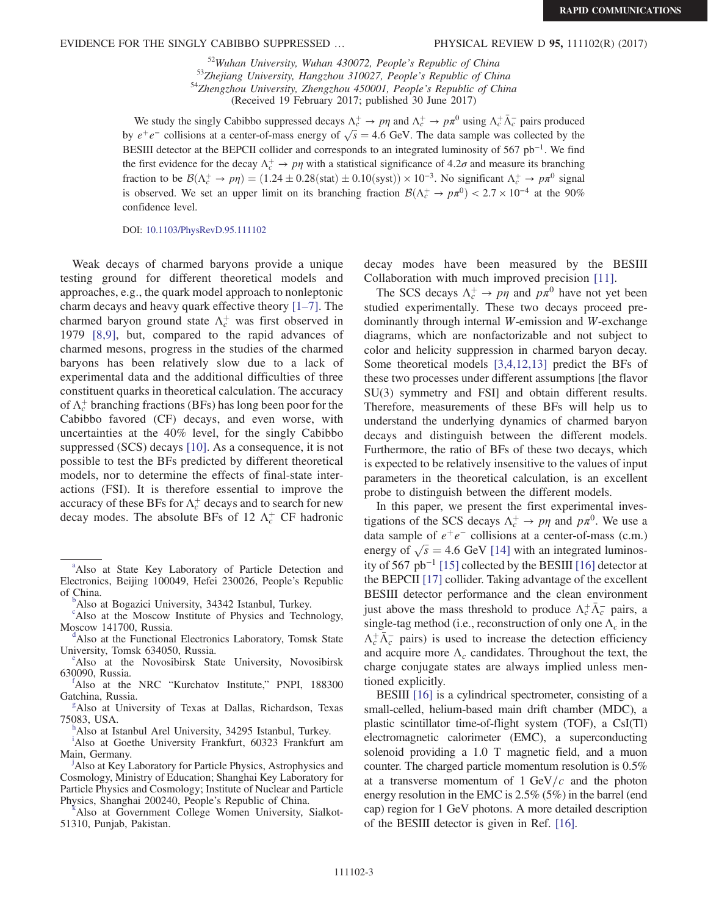[52]Wuhan University, Wuhan 430072, People's Republic of China
[53]Zhejiang University, Hangzhou 310027, People's Republic of China
[54]Zhengzhou University, Zhengzhou 450001, People's Republic of China
(Received 19 February 2017; published 30 June 2017)

We study the singly Cabibbo suppressed decays $\Lambda_c^+ \to p\eta$ and $\Lambda_c^+ \to p\pi^0$ using $\Lambda_c^+\bar{\Lambda}_c^-$ pairs produced by $e^+e^-$ collisions at a center-of-mass energy of $\sqrt{s} = 4.6$ GeV. The data sample was collected by the BESIII detector at the BEPCII collider and corresponds to an integrated luminosity of 567 pb$^{-1}$. We find the first evidence for the decay $\Lambda_c^+ \to p\eta$ with a statistical significance of $4.2\sigma$ and measure its branching fraction to be $\mathcal{B}(\Lambda_c^+ \to p\eta) = (1.24 \pm 0.28(\text{stat}) \pm 0.10(\text{syst})) \times 10^{-3}$. No significant $\Lambda_c^+ \to p\pi^0$ signal is observed. We set an upper limit on its branching fraction $\mathcal{B}(\Lambda_c^+ \to p\pi^0) < 2.7 \times 10^{-4}$ at the 90% confidence level.

DOI: 10.1103/PhysRevD.95.111102

Weak decays of charmed baryons provide a unique testing ground for different theoretical models and approaches, e.g., the quark model approach to nonleptonic charm decays and heavy quark effective theory [1–7]. The charmed baryon ground state $\Lambda_c^+$ was first observed in 1979 [8,9], but, compared to the rapid advances of charmed mesons, progress in the studies of the charmed baryons has been relatively slow due to a lack of experimental data and the additional difficulties of three constituent quarks in theoretical calculation. The accuracy of $\Lambda_c^+$ branching fractions (BFs) has long been poor for the Cabibbo favored (CF) decays, and even worse, with uncertainties at the 40% level, for the singly Cabibbo suppressed (SCS) decays [10]. As a consequence, it is not possible to test the BFs predicted by different theoretical models, nor to determine the effects of final-state interactions (FSI). It is therefore essential to improve the accuracy of these BFs for $\Lambda_c^+$ decays and to search for new decay modes. The absolute BFs of 12 $\Lambda_c^+$ CF hadronic decay modes have been measured by the BESIII Collaboration with much improved precision [11].

The SCS decays $\Lambda_c^+ \to p\eta$ and $p\pi^0$ have not yet been studied experimentally. These two decays proceed predominantly through internal $W$-emission and $W$-exchange diagrams, which are nonfactorizable and not subject to color and helicity suppression in charmed baryon decay. Some theoretical models [3,4,12,13] predict the BFs of these two processes under different assumptions [the flavor SU(3) symmetry and FSI] and obtain different results. Therefore, measurements of these BFs will help us to understand the underlying dynamics of charmed baryon decays and distinguish between the different models. Furthermore, the ratio of BFs of these two decays, which is expected to be relatively insensitive to the values of input parameters in the theoretical calculation, is an excellent probe to distinguish between the different models.

In this paper, we present the first experimental investigations of the SCS decays $\Lambda_c^+ \to p\eta$ and $p\pi^0$. We use a data sample of $e^+e^-$ collisions at a center-of-mass (c.m.) energy of $\sqrt{s} = 4.6$ GeV [14] with an integrated luminosity of 567 pb$^{-1}$ [15] collected by the BESIII [16] detector at the BEPCII [17] collider. Taking advantage of the excellent BESIII detector performance and the clean environment just above the mass threshold to produce $\Lambda_c^+\bar{\Lambda}_c^-$ pairs, a single-tag method (i.e., reconstruction of only one $\Lambda_c$ in the $\Lambda_c^+\bar{\Lambda}_c^-$ pairs) is used to increase the detection efficiency and acquire more $\Lambda_c$ candidates. Throughout the text, the charge conjugate states are always implied unless mentioned explicitly.

BESIII [16] is a cylindrical spectrometer, consisting of a small-celled, helium-based main drift chamber (MDC), a plastic scintillator time-of-flight system (TOF), a CsI(Tl) electromagnetic calorimeter (EMC), a superconducting solenoid providing a 1.0 T magnetic field, and a muon counter. The charged particle momentum resolution is 0.5% at a transverse momentum of 1 GeV$/c$ and the photon energy resolution in the EMC is 2.5% (5%) in the barrel (end cap) region for 1 GeV photons. A more detailed description of the BESIII detector is given in Ref. [16].

---

[a]Also at State Key Laboratory of Particle Detection and Electronics, Beijing 100049, Hefei 230026, People's Republic of China.
[b]Also at Bogazici University, 34342 Istanbul, Turkey.
[c]Also at the Moscow Institute of Physics and Technology, Moscow 141700, Russia.
[d]Also at the Functional Electronics Laboratory, Tomsk State University, Tomsk 634050, Russia.
[e]Also at the Novosibirsk State University, Novosibirsk 630090, Russia.
[f]Also at the NRC "Kurchatov Institute," PNPI, 188300 Gatchina, Russia.
[g]Also at University of Texas at Dallas, Richardson, Texas 75083, USA.
[h]Also at Istanbul Arel University, 34295 Istanbul, Turkey.
[i]Also at Goethe University Frankfurt, 60323 Frankfurt am Main, Germany.
[j]Also at Key Laboratory for Particle Physics, Astrophysics and Cosmology, Ministry of Education; Shanghai Key Laboratory for Particle Physics and Cosmology; Institute of Nuclear and Particle Physics, Shanghai 200240, People's Republic of China.
[k]Also at Government College Women University, Sialkot-51310, Punjab, Pakistan.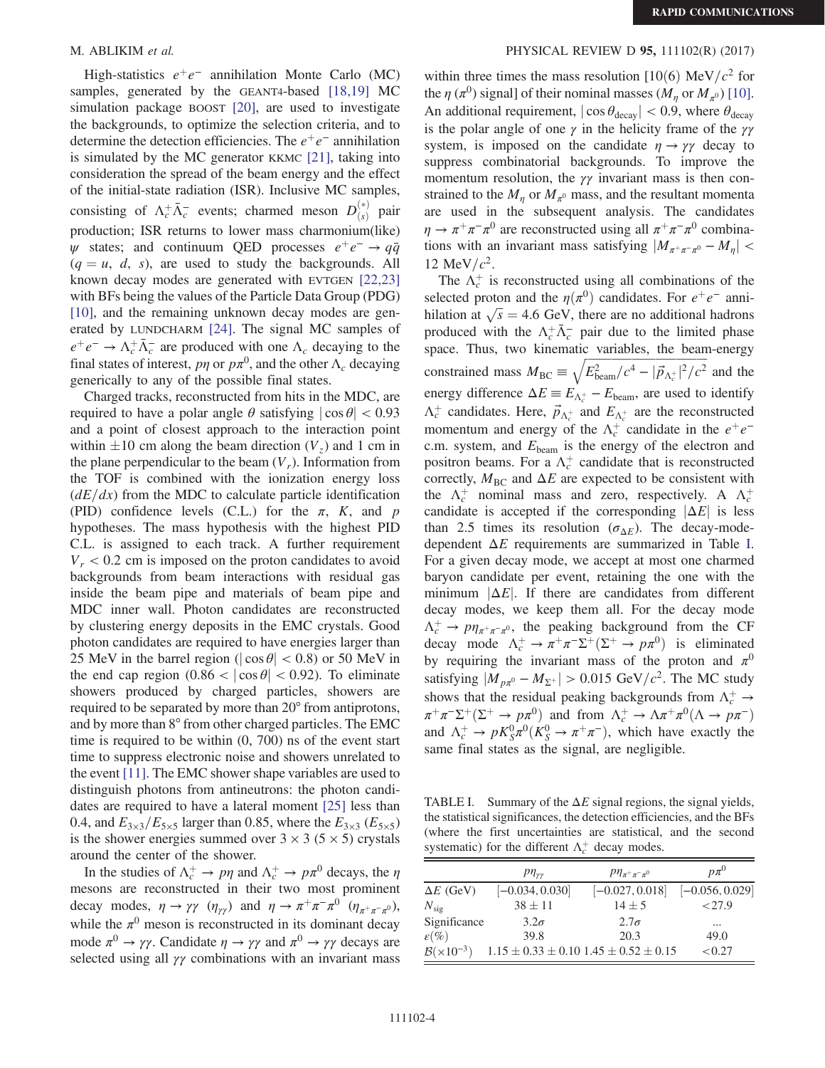High-statistics $e^+e^-$ annihilation Monte Carlo (MC) samples, generated by the GEANT4-based [18,19] MC simulation package BOOST [20], are used to investigate the backgrounds, to optimize the selection criteria, and to determine the detection efficiencies. The $e^+e^-$ annihilation is simulated by the MC generator KKMC [21], taking into consideration the spread of the beam energy and the effect of the initial-state radiation (ISR). Inclusive MC samples, consisting of $\Lambda_c^+\bar{\Lambda}_c^-$ events; charmed meson $D_{(s)}^{(*)}$ pair production; ISR returns to lower mass charmonium(like) $\psi$ states; and continuum QED processes $e^+e^- \to q\bar{q}$ ($q = u$, $d$, $s$), are used to study the backgrounds. All known decay modes are generated with EVTGEN [22,23] with BFs being the values of the Particle Data Group (PDG) [10], and the remaining unknown decay modes are generated by LUNDCHARM [24]. The signal MC samples of $e^+e^- \to \Lambda_c^+\bar{\Lambda}_c^-$ are produced with one $\Lambda_c$ decaying to the final states of interest, $p\eta$ or $p\pi^0$, and the other $\Lambda_c$ decaying generically to any of the possible final states.

Charged tracks, reconstructed from hits in the MDC, are required to have a polar angle $\theta$ satisfying $|\cos\theta| < 0.93$ and a point of closest approach to the interaction point within $\pm 10$ cm along the beam direction ($V_z$) and 1 cm in the plane perpendicular to the beam ($V_r$). Information from the TOF is combined with the ionization energy loss ($dE/dx$) from the MDC to calculate particle identification (PID) confidence levels (C.L.) for the $\pi$, $K$, and $p$ hypotheses. The mass hypothesis with the highest PID C.L. is assigned to each track. A further requirement $V_r < 0.2$ cm is imposed on the proton candidates to avoid backgrounds from beam interactions with residual gas inside the beam pipe and materials of beam pipe and MDC inner wall. Photon candidates are reconstructed by clustering energy deposits in the EMC crystals. Good photon candidates are required to have energies larger than 25 MeV in the barrel region ($|\cos\theta| < 0.8$) or 50 MeV in the end cap region ($0.86 < |\cos\theta| < 0.92$). To eliminate showers produced by charged particles, showers are required to be separated by more than 20° from antiprotons, and by more than 8° from other charged particles. The EMC time is required to be within (0, 700) ns of the event start time to suppress electronic noise and showers unrelated to the event [11]. The EMC shower shape variables are used to distinguish photons from antineutrons: the photon candidates are required to have a lateral moment [25] less than 0.4, and $E_{3\times3}/E_{5\times5}$ larger than 0.85, where the $E_{3\times3}$ ($E_{5\times5}$) is the shower energies summed over $3\times3$ ($5\times5$) crystals around the center of the shower.

In the studies of $\Lambda_c^+ \to p\eta$ and $\Lambda_c^+ \to p\pi^0$ decays, the $\eta$ mesons are reconstructed in their two most prominent decay modes, $\eta \to \gamma\gamma$ ($\eta_{\gamma\gamma}$) and $\eta \to \pi^+\pi^-\pi^0$ ($\eta_{\pi^+\pi^-\pi^0}$), while the $\pi^0$ meson is reconstructed in its dominant decay mode $\pi^0 \to \gamma\gamma$. Candidate $\eta \to \gamma\gamma$ and $\pi^0 \to \gamma\gamma$ decays are selected using all $\gamma\gamma$ combinations with an invariant mass within three times the mass resolution [10(6) MeV/$c^2$ for the $\eta$ ($\pi^0$) signal] of their nominal masses ($M_\eta$ or $M_{\pi^0}$) [10]. An additional requirement, $|\cos\theta_{\rm decay}| < 0.9$, where $\theta_{\rm decay}$ is the polar angle of one $\gamma$ in the helicity frame of the $\gamma\gamma$ system, is imposed on the candidate $\eta \to \gamma\gamma$ decay to suppress combinatorial backgrounds. To improve the momentum resolution, the $\gamma\gamma$ invariant mass is then constrained to the $M_\eta$ or $M_{\pi^0}$ mass, and the resultant momenta are used in the subsequent analysis. The candidates $\eta \to \pi^+\pi^-\pi^0$ are reconstructed using all $\pi^+\pi^-\pi^0$ combinations with an invariant mass satisfying $|M_{\pi^+\pi^-\pi^0} - M_\eta| < 12$ MeV/$c^2$.

The $\Lambda_c^+$ is reconstructed using all combinations of the selected proton and the $\eta(\pi^0)$ candidates. For $e^+e^-$ annihilation at $\sqrt{s} = 4.6$ GeV, there are no additional hadrons produced with the $\Lambda_c^+\bar{\Lambda}_c^-$ pair due to the limited phase space. Thus, two kinematic variables, the beam-energy constrained mass $M_{\rm BC} \equiv \sqrt{E_{\rm beam}^2/c^4 - |\vec{p}_{\Lambda_c^+}|^2/c^2}$ and the energy difference $\Delta E \equiv E_{\Lambda_c^+} - E_{\rm beam}$, are used to identify $\Lambda_c^+$ candidates. Here, $\vec{p}_{\Lambda_c^+}$ and $E_{\Lambda_c^+}$ are the reconstructed momentum and energy of the $\Lambda_c^+$ candidate in the $e^+e^-$ c.m. system, and $E_{\rm beam}$ is the energy of the electron and positron beams. For a $\Lambda_c^+$ candidate that is reconstructed correctly, $M_{\rm BC}$ and $\Delta E$ are expected to be consistent with the $\Lambda_c^+$ nominal mass and zero, respectively. A $\Lambda_c^+$ candidate is accepted if the corresponding $|\Delta E|$ is less than 2.5 times its resolution ($\sigma_{\Delta E}$). The decay-mode-dependent $\Delta E$ requirements are summarized in Table I. For a given decay mode, we accept at most one charmed baryon candidate per event, retaining the one with the minimum $|\Delta E|$. If there are candidates from different decay modes, we keep them all. For the decay mode $\Lambda_c^+ \to p\eta_{\pi^+\pi^-\pi^0}$, the peaking background from the CF decay mode $\Lambda_c^+ \to \pi^+\pi^-\Sigma^+(\Sigma^+ \to p\pi^0)$ is eliminated by requiring the invariant mass of the proton and $\pi^0$ satisfying $|M_{p\pi^0} - M_{\Sigma^+}| > 0.015$ GeV/$c^2$. The MC study shows that the residual peaking backgrounds from $\Lambda_c^+ \to \pi^+\pi^-\Sigma^+(\Sigma^+ \to p\pi^0)$ and from $\Lambda_c^+ \to \Lambda\pi^+\pi^0(\Lambda \to p\pi^-)$ and $\Lambda_c^+ \to pK_S^0\pi^0(K_S^0 \to \pi^+\pi^-)$, which have exactly the same final states as the signal, are negligible.

TABLE I. Summary of the $\Delta E$ signal regions, the signal yields, the statistical significances, the detection efficiencies, and the BFs (where the first uncertainties are statistical, and the second systematic) for the different $\Lambda_c^+$ decay modes.

| | $p\eta_{\gamma\gamma}$ | $p\eta_{\pi^+\pi^-\pi^0}$ | $p\pi^0$ |
|---|---|---|---|
| $\Delta E$ (GeV) | $[-0.034, 0.030]$ | $[-0.027, 0.018]$ | $[-0.056, 0.029]$ |
| $N_{\rm sig}$ | $38 \pm 11$ | $14 \pm 5$ | $<27.9$ |
| Significance | $3.2\sigma$ | $2.7\sigma$ | ... |
| $\varepsilon(\%)$ | 39.8 | 20.3 | 49.0 |
| $\mathcal{B}(\times 10^{-3})$ | $1.15 \pm 0.33 \pm 0.10$ | $1.45 \pm 0.52 \pm 0.15$ | $<0.27$ |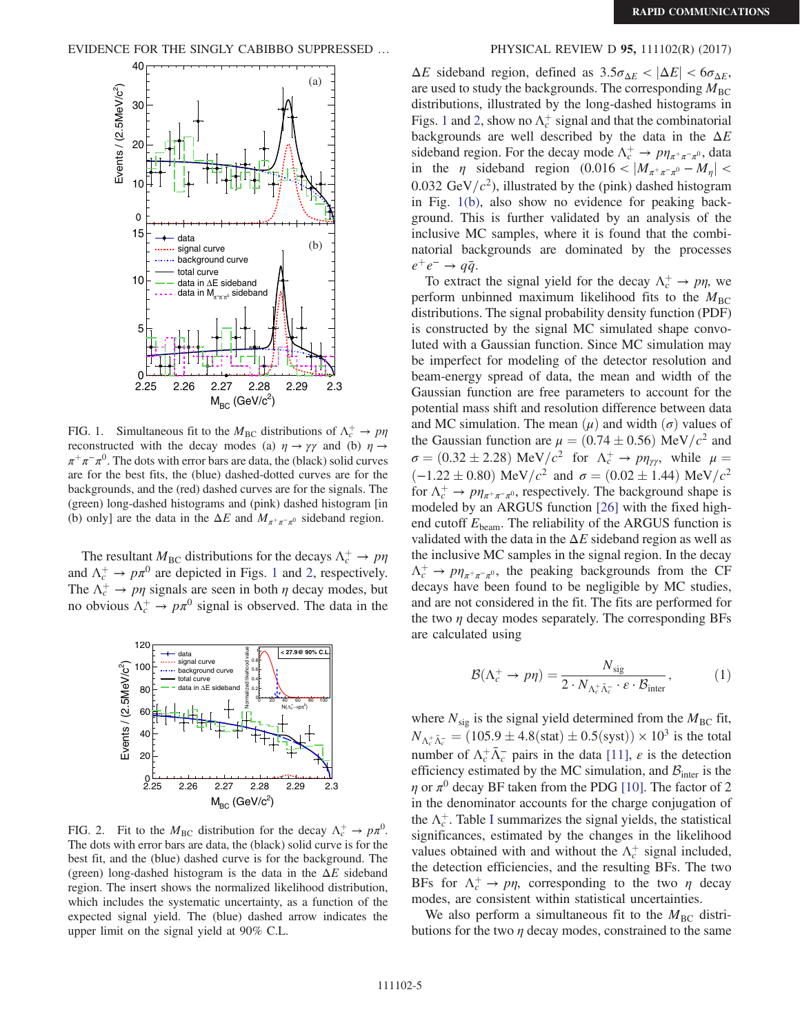FIG. 1. Simultaneous fit to the $M_{\rm BC}$ distributions of $\Lambda_c^+ \to p\eta$ reconstructed with the decay modes (a) $\eta \to \gamma\gamma$ and (b) $\eta \to \pi^+\pi^-\pi^0$. The dots with error bars are data, the (black) solid curves are for the best fits, the (blue) dashed-dotted curves are for the backgrounds, and the (red) dashed curves are for the signals. The (green) long-dashed histograms and (pink) dashed histogram [in (b) only] are the data in the $\Delta E$ and $M_{\pi^+\pi^-\pi^0}$ sideband region.

The resultant $M_{\rm BC}$ distributions for the decays $\Lambda_c^+ \to p\eta$ and $\Lambda_c^+ \to p\pi^0$ are depicted in Figs. 1 and 2, respectively. The $\Lambda_c^+ \to p\eta$ signals are seen in both $\eta$ decay modes, but no obvious $\Lambda_c^+ \to p\pi^0$ signal is observed. The data in the $\Delta E$ sideband region, defined as $3.5\sigma_{\Delta E} < |\Delta E| < 6\sigma_{\Delta E}$, are used to study the backgrounds. The corresponding $M_{\rm BC}$ distributions, illustrated by the long-dashed histograms in Figs. 1 and 2, show no $\Lambda_c^+$ signal and that the combinatorial backgrounds are well described by the data in the $\Delta E$ sideband region. For the decay mode $\Lambda_c^+ \to p\eta_{\pi^+\pi^-\pi^0}$, data in the $\eta$ sideband region $(0.016 < |M_{\pi^+\pi^-\pi^0} - M_\eta| < 0.032~{\rm GeV}/c^2)$, illustrated by the (pink) dashed histogram in Fig. 1(b), also show no evidence for peaking background. This is further validated by an analysis of the inclusive MC samples, where it is found that the combinatorial backgrounds are dominated by the processes $e^+e^- \to q\bar{q}$.

FIG. 2. Fit to the $M_{\rm BC}$ distribution for the decay $\Lambda_c^+ \to p\pi^0$. The dots with error bars are data, the (black) solid curve is for the best fit, and the (blue) dashed curve is for the background. The (green) long-dashed histogram is the data in the $\Delta E$ sideband region. The insert shows the normalized likelihood distribution, which includes the systematic uncertainty, as a function of the expected signal yield. The (blue) dashed arrow indicates the upper limit on the signal yield at 90% C.L.

To extract the signal yield for the decay $\Lambda_c^+ \to p\eta$, we perform unbinned maximum likelihood fits to the $M_{\rm BC}$ distributions. The signal probability density function (PDF) is constructed by the signal MC simulated shape convoluted with a Gaussian function. Since MC simulation may be imperfect for modeling of the detector resolution and beam-energy spread of data, the mean and width of the Gaussian function are free parameters to account for the potential mass shift and resolution difference between data and MC simulation. The mean ($\mu$) and width ($\sigma$) values of the Gaussian function are $\mu = (0.74 \pm 0.56)~{\rm MeV}/c^2$ and $\sigma = (0.32 \pm 2.28)~{\rm MeV}/c^2$ for $\Lambda_c^+ \to p\eta_{\gamma\gamma}$, while $\mu = (-1.22 \pm 0.80)~{\rm MeV}/c^2$ and $\sigma = (0.02 \pm 1.44)~{\rm MeV}/c^2$ for $\Lambda_c^+ \to p\eta_{\pi^+\pi^-\pi^0}$, respectively. The background shape is modeled by an ARGUS function [26] with the fixed high-end cutoff $E_{\rm beam}$. The reliability of the ARGUS function is validated with the data in the $\Delta E$ sideband region as well as the inclusive MC samples in the signal region. In the decay $\Lambda_c^+ \to p\eta_{\pi^+\pi^-\pi^0}$, the peaking backgrounds from the CF decays have been found to be negligible by MC studies, and are not considered in the fit. The fits are performed for the two $\eta$ decay modes separately. The corresponding BFs are calculated using

$$\mathcal{B}(\Lambda_c^+ \to p\eta) = \frac{N_{\rm sig}}{2 \cdot N_{\Lambda_c^+\bar{\Lambda}_c^-} \cdot \varepsilon \cdot \mathcal{B}_{\rm inter}}, \qquad (1)$$

where $N_{\rm sig}$ is the signal yield determined from the $M_{\rm BC}$ fit, $N_{\Lambda_c^+\bar{\Lambda}_c^-} = (105.9 \pm 4.8({\rm stat}) \pm 0.5({\rm syst})) \times 10^3$ is the total number of $\Lambda_c^+\bar{\Lambda}_c^-$ pairs in the data [11], $\varepsilon$ is the detection efficiency estimated by the MC simulation, and $\mathcal{B}_{\rm inter}$ is the $\eta$ or $\pi^0$ decay BF taken from the PDG [10]. The factor of 2 in the denominator accounts for the charge conjugation of the $\Lambda_c^+$. Table I summarizes the signal yields, the statistical significances, estimated by the changes in the likelihood values obtained with and without the $\Lambda_c^+$ signal included, the detection efficiencies, and the resulting BFs. The two BFs for $\Lambda_c^+ \to p\eta$, corresponding to the two $\eta$ decay modes, are consistent within statistical uncertainties.

We also perform a simultaneous fit to the $M_{\rm BC}$ distributions for the two $\eta$ decay modes, constrained to the same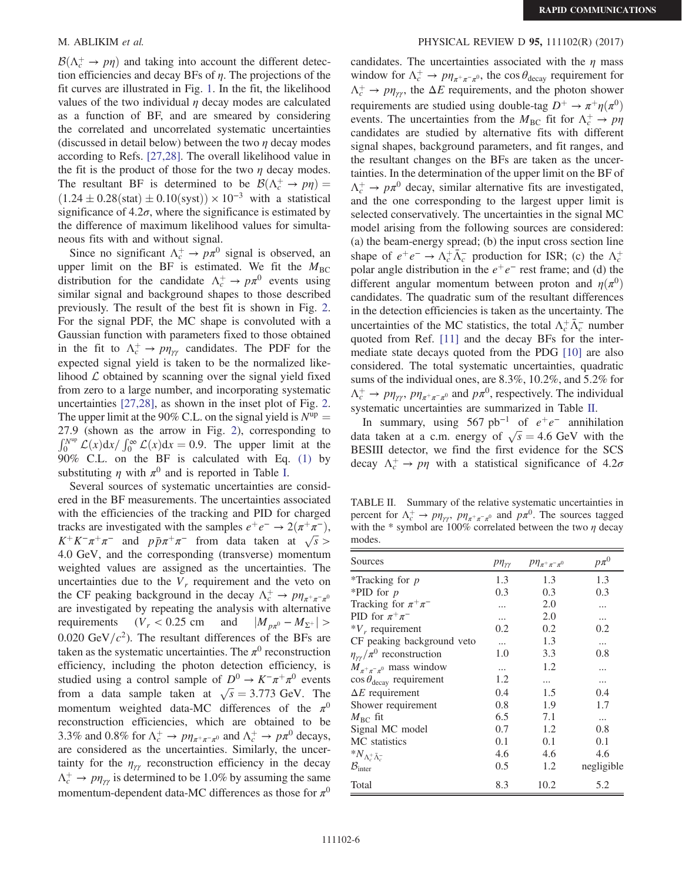$\mathcal{B}(\Lambda_c^+ \to p\eta)$ and taking into account the different detection efficiencies and decay BFs of $\eta$. The projections of the fit curves are illustrated in Fig. 1. In the fit, the likelihood values of the two individual $\eta$ decay modes are calculated as a function of BF, and are smeared by considering the correlated and uncorrelated systematic uncertainties (discussed in detail below) between the two $\eta$ decay modes according to Refs. [27,28]. The overall likelihood value in the fit is the product of those for the two $\eta$ decay modes. The resultant BF is determined to be $\mathcal{B}(\Lambda_c^+ \to p\eta) = (1.24 \pm 0.28(\mathrm{stat}) \pm 0.10(\mathrm{syst})) \times 10^{-3}$ with a statistical significance of $4.2\sigma$, where the significance is estimated by the difference of maximum likelihood values for simultaneous fits with and without signal.

Since no significant $\Lambda_c^+ \to p\pi^0$ signal is observed, an upper limit on the BF is estimated. We fit the $M_{\rm BC}$ distribution for the candidate $\Lambda_c^+ \to p\pi^0$ events using similar signal and background shapes to those described previously. The result of the best fit is shown in Fig. 2. For the signal PDF, the MC shape is convoluted with a Gaussian function with parameters fixed to those obtained in the fit to $\Lambda_c^+ \to p\eta_{\gamma\gamma}$ candidates. The PDF for the expected signal yield is taken to be the normalized likelihood $\mathcal{L}$ obtained by scanning over the signal yield fixed from zero to a large number, and incorporating systematic uncertainties [27,28], as shown in the inset plot of Fig. 2. The upper limit at the 90% C.L. on the signal yield is $N^{\rm up} = 27.9$ (shown as the arrow in Fig. 2), corresponding to $\int_0^{N^{\rm up}} \mathcal{L}(x)dx / \int_0^{\infty} \mathcal{L}(x)dx = 0.9$. The upper limit at the 90% C.L. on the BF is calculated with Eq. (1) by substituting $\eta$ with $\pi^0$ and is reported in Table I.

Several sources of systematic uncertainties are considered in the BF measurements. The uncertainties associated with the efficiencies of the tracking and PID for charged tracks are investigated with the samples $e^+e^- \to 2(\pi^+\pi^-)$, $K^+K^-\pi^+\pi^-$ and $p\bar{p}\pi^+\pi^-$ from data taken at $\sqrt{s} > 4.0$ GeV, and the corresponding (transverse) momentum weighted values are assigned as the uncertainties. The uncertainties due to the $V_r$ requirement and the veto on the CF peaking background in the decay $\Lambda_c^+ \to p\eta_{\pi^+\pi^-\pi^0}$ are investigated by repeating the analysis with alternative requirements ($V_r < 0.25$ cm and $|M_{p\pi^0} - M_{\Sigma^+}| > 0.020$ GeV$/c^2$). The resultant differences of the BFs are taken as the systematic uncertainties. The $\pi^0$ reconstruction efficiency, including the photon detection efficiency, is studied using a control sample of $D^0 \to K^-\pi^+\pi^0$ events from a data sample taken at $\sqrt{s} = 3.773$ GeV. The momentum weighted data-MC differences of the $\pi^0$ reconstruction efficiencies, which are obtained to be 3.3% and 0.8% for $\Lambda_c^+ \to p\eta_{\pi^+\pi^-\pi^0}$ and $\Lambda_c^+ \to p\pi^0$ decays, are considered as the uncertainties. Similarly, the uncertainty for the $\eta_{\gamma\gamma}$ reconstruction efficiency in the decay $\Lambda_c^+ \to p\eta_{\gamma\gamma}$ is determined to be 1.0% by assuming the same momentum-dependent data-MC differences as those for $\pi^0$ candidates. The uncertainties associated with the $\eta$ mass window for $\Lambda_c^+ \to p\eta_{\pi^+\pi^-\pi^0}$, the $\cos\theta_{\rm decay}$ requirement for $\Lambda_c^+ \to p\eta_{\gamma\gamma}$, the $\Delta E$ requirements, and the photon shower requirements are studied using double-tag $D^+ \to \pi^+\eta(\pi^0)$ events. The uncertainties from the $M_{\rm BC}$ fit for $\Lambda_c^+ \to p\eta$ candidates are studied by alternative fits with different signal shapes, background parameters, and fit ranges, and the resultant changes on the BFs are taken as the uncertainties. In the determination of the upper limit on the BF of $\Lambda_c^+ \to p\pi^0$ decay, similar alternative fits are investigated, and the one corresponding to the largest upper limit is selected conservatively. The uncertainties in the signal MC model arising from the following sources are considered: (a) the beam-energy spread; (b) the input cross section line shape of $e^+e^- \to \Lambda_c^+\bar{\Lambda}_c^-$ production for ISR; (c) the $\Lambda_c^+$ polar angle distribution in the $e^+e^-$ rest frame; and (d) the different angular momentum between proton and $\eta(\pi^0)$ candidates. The quadratic sum of the resultant differences in the detection efficiencies is taken as the uncertainty. The uncertainties of the MC statistics, the total $\Lambda_c^+\bar{\Lambda}_c^-$ number quoted from Ref. [11] and the decay BFs for the intermediate state decays quoted from the PDG [10] are also considered. The total systematic uncertainties, quadratic sums of the individual ones, are 8.3%, 10.2%, and 5.2% for $\Lambda_c^+ \to p\eta_{\gamma\gamma}$, $p\eta_{\pi^+\pi^-\pi^0}$ and $p\pi^0$, respectively. The individual systematic uncertainties are summarized in Table II.

In summary, using 567 pb$^{-1}$ of $e^+e^-$ annihilation data taken at a c.m. energy of $\sqrt{s} = 4.6$ GeV with the BESIII detector, we find the first evidence for the SCS decay $\Lambda_c^+ \to p\eta$ with a statistical significance of $4.2\sigma$

TABLE II. Summary of the relative systematic uncertainties in percent for $\Lambda_c^+ \to p\eta_{\gamma\gamma}$, $p\eta_{\pi^+\pi^-\pi^0}$ and $p\pi^0$. The sources tagged with the * symbol are 100% correlated between the two $\eta$ decay modes.

| Sources | $p\eta_{\gamma\gamma}$ | $p\eta_{\pi^+\pi^-\pi^0}$ | $p\pi^0$ |
|---|---|---|---|
| *Tracking for $p$ | 1.3 | 1.3 | 1.3 |
| *PID for $p$ | 0.3 | 0.3 | 0.3 |
| Tracking for $\pi^+\pi^-$ | ... | 2.0 | ... |
| PID for $\pi^+\pi^-$ | ... | 2.0 | ... |
| *$V_r$ requirement | 0.2 | 0.2 | 0.2 |
| CF peaking background veto | ... | 1.3 | ... |
| $\eta_{\gamma\gamma}/\pi^0$ reconstruction | 1.0 | 3.3 | 0.8 |
| $M_{\pi^+\pi^-\pi^0}$ mass window | ... | 1.2 | ... |
| $\cos\theta_{\rm decay}$ requirement | 1.2 | ... | ... |
| $\Delta E$ requirement | 0.4 | 1.5 | 0.4 |
| Shower requirement | 0.8 | 1.9 | 1.7 |
| $M_{\rm BC}$ fit | 6.5 | 7.1 | ... |
| Signal MC model | 0.7 | 1.2 | 0.8 |
| MC statistics | 0.1 | 0.1 | 0.1 |
| *$N_{\Lambda_c^+\bar{\Lambda}_c^-}$ | 4.6 | 4.6 | 4.6 |
| $\mathcal{B}_{\rm inter}$ | 0.5 | 1.2 | negligible |
| Total | 8.3 | 10.2 | 5.2 |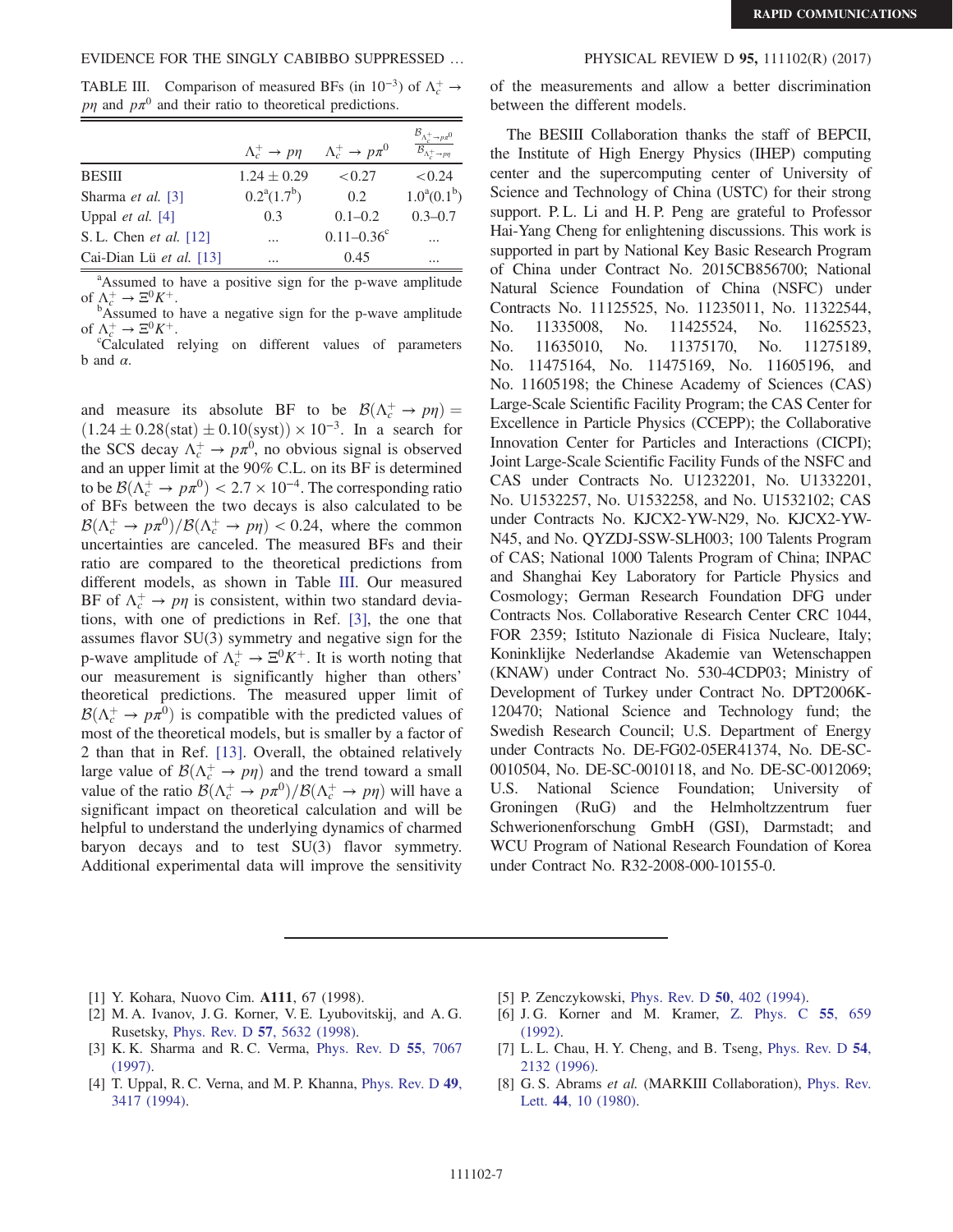TABLE III. Comparison of measured BFs (in $10^{-3}$) of $\Lambda_c^+ \to p\eta$ and $p\pi^0$ and their ratio to theoretical predictions.

| | $\Lambda_c^+ \to p\eta$ | $\Lambda_c^+ \to p\pi^0$ | $\frac{\mathcal{B}_{\Lambda_c^+ \to p\pi^0}}{\mathcal{B}_{\Lambda_c^+ \to p\eta}}$ |
|---|---|---|---|
| BESIII | $1.24 \pm 0.29$ | $<0.27$ | $<0.24$ |
| Sharma *et al.* [3] | $0.2^{a}(1.7^{b})$ | 0.2 | $1.0^{a}(0.1^{b})$ |
| Uppal *et al.* [4] | 0.3 | 0.1–0.2 | 0.3–0.7 |
| S. L. Chen *et al.* [12] | ... | $0.11–0.36^{c}$ | ... |
| Cai-Dian Lü *et al.* [13] | ... | 0.45 | ... |

[a]Assumed to have a positive sign for the p-wave amplitude of $\Lambda_c^+ \to \Xi^0 K^+$.
[b]Assumed to have a negative sign for the p-wave amplitude of $\Lambda_c^+ \to \Xi^0 K^+$.
[c]Calculated relying on different values of parameters b and $\alpha$.

and measure its absolute BF to be $\mathcal{B}(\Lambda_c^+ \to p\eta) = (1.24 \pm 0.28(\text{stat}) \pm 0.10(\text{syst})) \times 10^{-3}$. In a search for the SCS decay $\Lambda_c^+ \to p\pi^0$, no obvious signal is observed and an upper limit at the 90% C.L. on its BF is determined to be $\mathcal{B}(\Lambda_c^+ \to p\pi^0) < 2.7 \times 10^{-4}$. The corresponding ratio of BFs between the two decays is also calculated to be $\mathcal{B}(\Lambda_c^+ \to p\pi^0)/\mathcal{B}(\Lambda_c^+ \to p\eta) < 0.24$, where the common uncertainties are canceled. The measured BFs and their ratio are compared to the theoretical predictions from different models, as shown in Table III. Our measured BF of $\Lambda_c^+ \to p\eta$ is consistent, within two standard deviations, with one of predictions in Ref. [3], the one that assumes flavor SU(3) symmetry and negative sign for the p-wave amplitude of $\Lambda_c^+ \to \Xi^0 K^+$. It is worth noting that our measurement is significantly higher than others' theoretical predictions. The measured upper limit of $\mathcal{B}(\Lambda_c^+ \to p\pi^0)$ is compatible with the predicted values of most of the theoretical models, but is smaller by a factor of 2 than that in Ref. [13]. Overall, the obtained relatively large value of $\mathcal{B}(\Lambda_c^+ \to p\eta)$ and the trend toward a small value of the ratio $\mathcal{B}(\Lambda_c^+ \to p\pi^0)/\mathcal{B}(\Lambda_c^+ \to p\eta)$ will have a significant impact on theoretical calculation and will be helpful to understand the underlying dynamics of charmed baryon decays and to test SU(3) flavor symmetry. Additional experimental data will improve the sensitivity of the measurements and allow a better discrimination between the different models.

The BESIII Collaboration thanks the staff of BEPCII, the Institute of High Energy Physics (IHEP) computing center and the supercomputing center of University of Science and Technology of China (USTC) for their strong support. P. L. Li and H. P. Peng are grateful to Professor Hai-Yang Cheng for enlightening discussions. This work is supported in part by National Key Basic Research Program of China under Contract No. 2015CB856700; National Natural Science Foundation of China (NSFC) under Contracts No. 11125525, No. 11235011, No. 11322544, No. 11335008, No. 11425524, No. 11625523, No. 11635010, No. 11375170, No. 11275189, No. 11475164, No. 11475169, No. 11605196, and No. 11605198; the Chinese Academy of Sciences (CAS) Large-Scale Scientific Facility Program; the CAS Center for Excellence in Particle Physics (CCEPP); the Collaborative Innovation Center for Particles and Interactions (CICPI); Joint Large-Scale Scientific Facility Funds of the NSFC and CAS under Contracts No. U1232201, No. U1332201, No. U1532257, No. U1532258, and No. U1532102; CAS under Contracts No. KJCX2-YW-N29, No. KJCX2-YW-N45, and No. QYZDJ-SSW-SLH003; 100 Talents Program of CAS; National 1000 Talents Program of China; INPAC and Shanghai Key Laboratory for Particle Physics and Cosmology; German Research Foundation DFG under Contracts Nos. Collaborative Research Center CRC 1044, FOR 2359; Istituto Nazionale di Fisica Nucleare, Italy; Koninklijke Nederlandse Akademie van Wetenschappen (KNAW) under Contract No. 530-4CDP03; Ministry of Development of Turkey under Contract No. DPT2006K-120470; National Science and Technology fund; the Swedish Research Council; U.S. Department of Energy under Contracts No. DE-FG02-05ER41374, No. DE-SC-0010504, No. DE-SC-0010118, and No. DE-SC-0012069; U.S. National Science Foundation; University of Groningen (RuG) and the Helmholtzzentrum fuer Schwerionenforschung GmbH (GSI), Darmstadt; and WCU Program of National Research Foundation of Korea under Contract No. R32-2008-000-10155-0.

---

[1] Y. Kohara, Nuovo Cim. **A111**, 67 (1998).
[2] M. A. Ivanov, J. G. Korner, V. E. Lyubovitskij, and A. G. Rusetsky, Phys. Rev. D **57**, 5632 (1998).
[3] K. K. Sharma and R. C. Verma, Phys. Rev. D **55**, 7067 (1997).
[4] T. Uppal, R. C. Verna, and M. P. Khanna, Phys. Rev. D **49**, 3417 (1994).
[5] P. Zenczykowski, Phys. Rev. D **50**, 402 (1994).
[6] J. G. Korner and M. Kramer, Z. Phys. C **55**, 659 (1992).
[7] L. L. Chau, H. Y. Cheng, and B. Tseng, Phys. Rev. D **54**, 2132 (1996).
[8] G. S. Abrams *et al.* (MARKIII Collaboration), Phys. Rev. Lett. **44**, 10 (1980).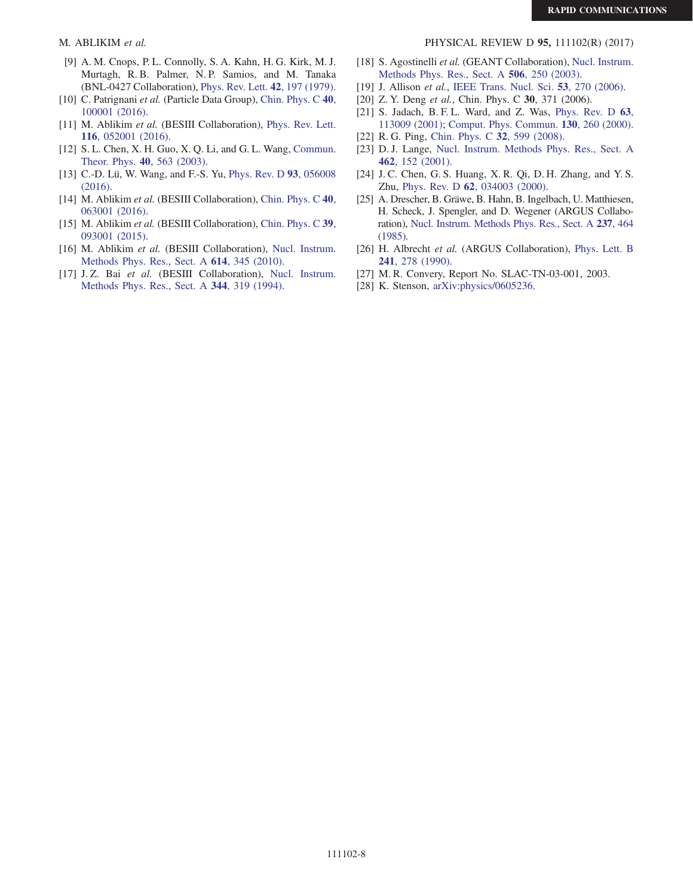[9] A. M. Cnops, P. L. Connolly, S. A. Kahn, H. G. Kirk, M. J. Murtagh, R. B. Palmer, N. P. Samios, and M. Tanaka (BNL-0427 Collaboration), Phys. Rev. Lett. **42**, 197 (1979).

[10] C. Patrignani *et al.* (Particle Data Group), Chin. Phys. C **40**, 100001 (2016).

[11] M. Ablikim *et al.* (BESIII Collaboration), Phys. Rev. Lett. **116**, 052001 (2016).

[12] S. L. Chen, X. H. Guo, X. Q. Li, and G. L. Wang, Commun. Theor. Phys. **40**, 563 (2003).

[13] C.-D. Lü, W. Wang, and F.-S. Yu, Phys. Rev. D **93**, 056008 (2016).

[14] M. Ablikim *et al.* (BESIII Collaboration), Chin. Phys. C **40**, 063001 (2016).

[15] M. Ablikim *et al.* (BESIII Collaboration), Chin. Phys. C **39**, 093001 (2015).

[16] M. Ablikim *et al.* (BESIII Collaboration), Nucl. Instrum. Methods Phys. Res., Sect. A **614**, 345 (2010).

[17] J. Z. Bai *et al.* (BESIII Collaboration), Nucl. Instrum. Methods Phys. Res., Sect. A **344**, 319 (1994).

[18] S. Agostinelli *et al.* (GEANT Collaboration), Nucl. Instrum. Methods Phys. Res., Sect. A **506**, 250 (2003).

[19] J. Allison *et al.*, IEEE Trans. Nucl. Sci. **53**, 270 (2006).

[20] Z. Y. Deng *et al.*, Chin. Phys. C **30**, 371 (2006).

[21] S. Jadach, B. F. L. Ward, and Z. Was, Phys. Rev. D **63**, 113009 (2001); Comput. Phys. Commun. **130**, 260 (2000).

[22] R. G. Ping, Chin. Phys. C **32**, 599 (2008).

[23] D. J. Lange, Nucl. Instrum. Methods Phys. Res., Sect. A **462**, 152 (2001).

[24] J. C. Chen, G. S. Huang, X. R. Qi, D. H. Zhang, and Y. S. Zhu, Phys. Rev. D **62**, 034003 (2000).

[25] A. Drescher, B. Gräwe, B. Hahn, B. Ingelbach, U. Matthiesen, H. Scheck, J. Spengler, and D. Wegener (ARGUS Collaboration), Nucl. Instrum. Methods Phys. Res., Sect. A **237**, 464 (1985).

[26] H. Albrecht *et al.* (ARGUS Collaboration), Phys. Lett. B **241**, 278 (1990).

[27] M. R. Convery, Report No. SLAC-TN-03-001, 2003.

[28] K. Stenson, arXiv:physics/0605236.